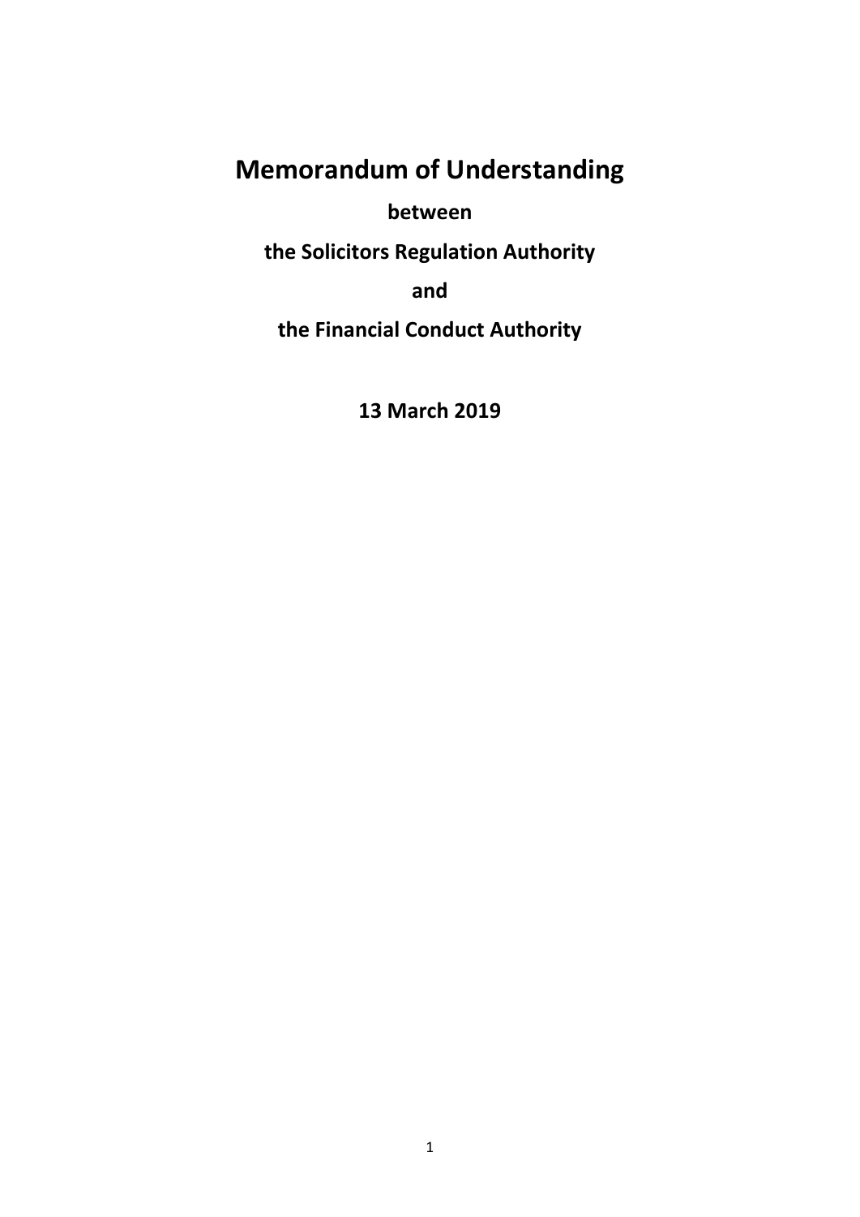# Memorandum of Understanding

**between**

**the Solicitors Regulation Authority**

**and**

**the Financial Conduct Authority**

**13 March 2019**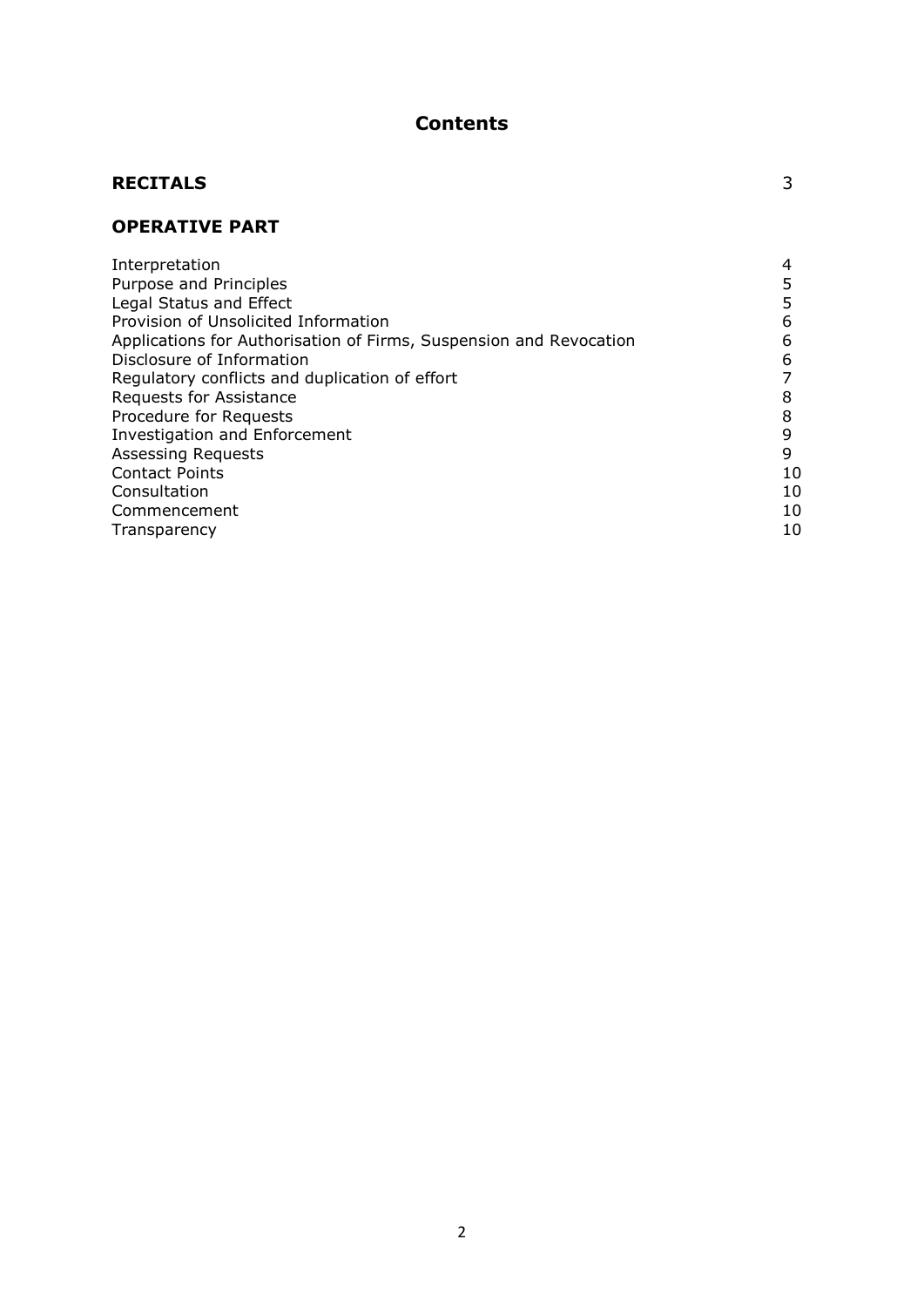# Contents

| | |
|---|---|
| **RECITALS** | 3 |
| **OPERATIVE PART** | |
| Interpretation | 4 |
| Purpose and Principles | 5 |
| Legal Status and Effect | 5 |
| Provision of Unsolicited Information | 6 |
| Applications for Authorisation of Firms, Suspension and Revocation | 6 |
| Disclosure of Information | 6 |
| Regulatory conflicts and duplication of effort | 7 |
| Requests for Assistance | 8 |
| Procedure for Requests | 8 |
| Investigation and Enforcement | 9 |
| Assessing Requests | 9 |
| Contact Points | 10 |
| Consultation | 10 |
| Commencement | 10 |
| Transparency | 10 |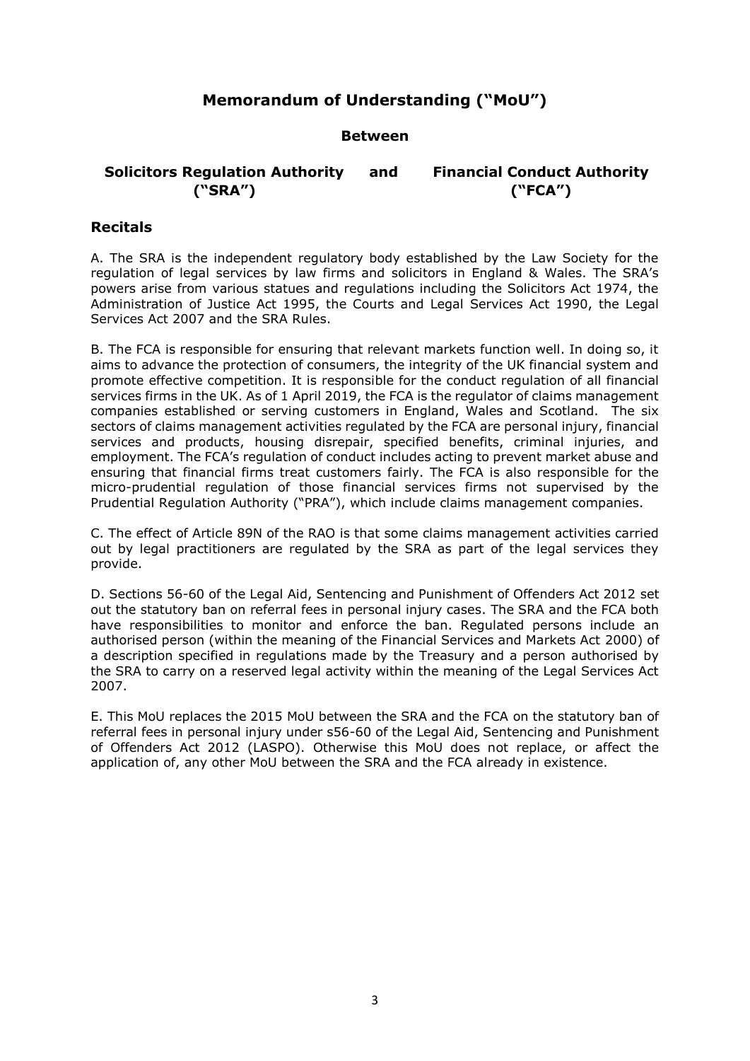# Memorandum of Understanding ("MoU")

**Between**

**Solicitors Regulation Authority ("SRA")** **and** **Financial Conduct Authority ("FCA")**

## Recitals

A. The SRA is the independent regulatory body established by the Law Society for the regulation of legal services by law firms and solicitors in England & Wales. The SRA's powers arise from various statues and regulations including the Solicitors Act 1974, the Administration of Justice Act 1995, the Courts and Legal Services Act 1990, the Legal Services Act 2007 and the SRA Rules.

B. The FCA is responsible for ensuring that relevant markets function well. In doing so, it aims to advance the protection of consumers, the integrity of the UK financial system and promote effective competition. It is responsible for the conduct regulation of all financial services firms in the UK. As of 1 April 2019, the FCA is the regulator of claims management companies established or serving customers in England, Wales and Scotland. The six sectors of claims management activities regulated by the FCA are personal injury, financial services and products, housing disrepair, specified benefits, criminal injuries, and employment. The FCA's regulation of conduct includes acting to prevent market abuse and ensuring that financial firms treat customers fairly. The FCA is also responsible for the micro-prudential regulation of those financial services firms not supervised by the Prudential Regulation Authority ("PRA"), which include claims management companies.

C. The effect of Article 89N of the RAO is that some claims management activities carried out by legal practitioners are regulated by the SRA as part of the legal services they provide.

D. Sections 56-60 of the Legal Aid, Sentencing and Punishment of Offenders Act 2012 set out the statutory ban on referral fees in personal injury cases. The SRA and the FCA both have responsibilities to monitor and enforce the ban. Regulated persons include an authorised person (within the meaning of the Financial Services and Markets Act 2000) of a description specified in regulations made by the Treasury and a person authorised by the SRA to carry on a reserved legal activity within the meaning of the Legal Services Act 2007.

E. This MoU replaces the 2015 MoU between the SRA and the FCA on the statutory ban of referral fees in personal injury under s56-60 of the Legal Aid, Sentencing and Punishment of Offenders Act 2012 (LASPO). Otherwise this MoU does not replace, or affect the application of, any other MoU between the SRA and the FCA already in existence.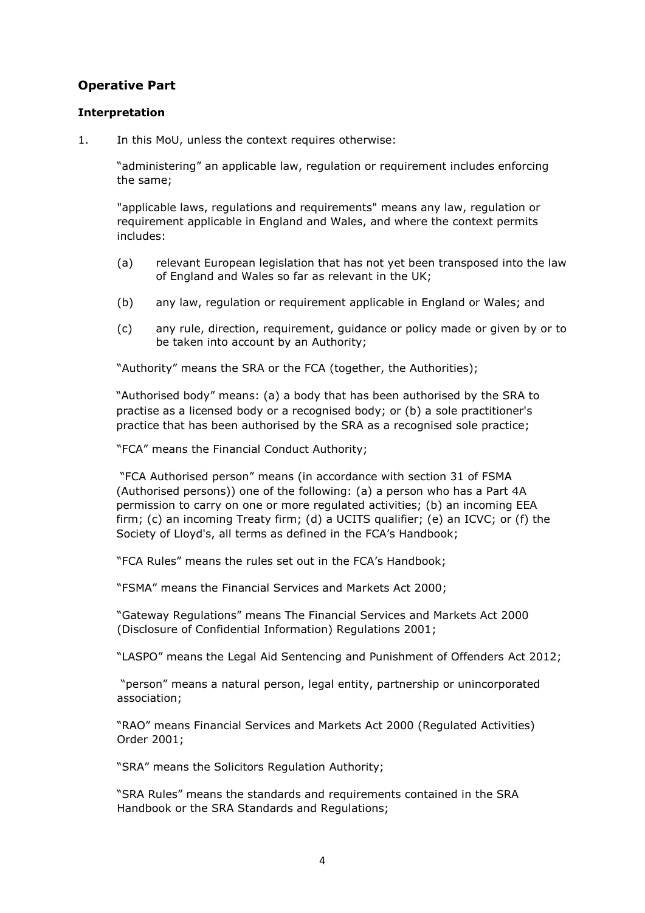## Operative Part

### Interpretation

1. In this MoU, unless the context requires otherwise:

   "administering" an applicable law, regulation or requirement includes enforcing the same;

   "applicable laws, regulations and requirements" means any law, regulation or requirement applicable in England and Wales, and where the context permits includes:

   (a) relevant European legislation that has not yet been transposed into the law of England and Wales so far as relevant in the UK;

   (b) any law, regulation or requirement applicable in England or Wales; and

   (c) any rule, direction, requirement, guidance or policy made or given by or to be taken into account by an Authority;

   "Authority" means the SRA or the FCA (together, the Authorities);

   "Authorised body" means: (a) a body that has been authorised by the SRA to practise as a licensed body or a recognised body; or (b) a sole practitioner's practice that has been authorised by the SRA as a recognised sole practice;

   "FCA" means the Financial Conduct Authority;

   "FCA Authorised person" means (in accordance with section 31 of FSMA (Authorised persons)) one of the following: (a) a person who has a Part 4A permission to carry on one or more regulated activities; (b) an incoming EEA firm; (c) an incoming Treaty firm; (d) a UCITS qualifier; (e) an ICVC; or (f) the Society of Lloyd's, all terms as defined in the FCA's Handbook;

   "FCA Rules" means the rules set out in the FCA's Handbook;

   "FSMA" means the Financial Services and Markets Act 2000;

   "Gateway Regulations" means The Financial Services and Markets Act 2000 (Disclosure of Confidential Information) Regulations 2001;

   "LASPO" means the Legal Aid Sentencing and Punishment of Offenders Act 2012;

   "person" means a natural person, legal entity, partnership or unincorporated association;

   "RAO" means Financial Services and Markets Act 2000 (Regulated Activities) Order 2001;

   "SRA" means the Solicitors Regulation Authority;

   "SRA Rules" means the standards and requirements contained in the SRA Handbook or the SRA Standards and Regulations;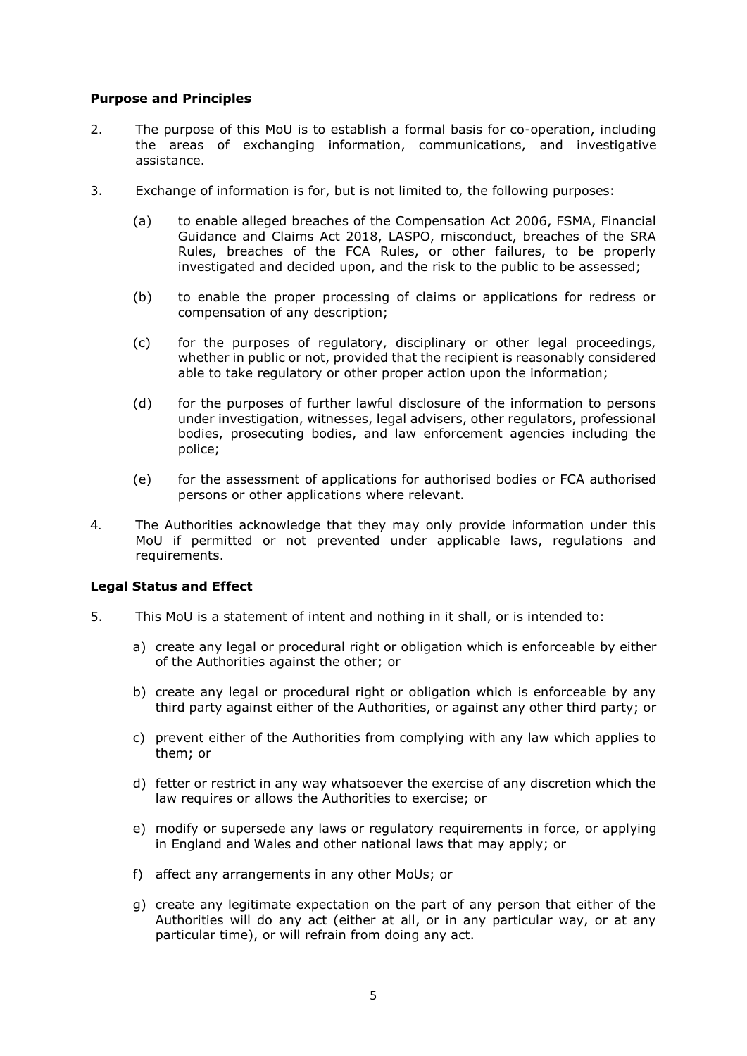**Purpose and Principles**

2. The purpose of this MoU is to establish a formal basis for co-operation, including the areas of exchanging information, communications, and investigative assistance.

3. Exchange of information is for, but is not limited to, the following purposes:

   (a) to enable alleged breaches of the Compensation Act 2006, FSMA, Financial Guidance and Claims Act 2018, LASPO, misconduct, breaches of the SRA Rules, breaches of the FCA Rules, or other failures, to be properly investigated and decided upon, and the risk to the public to be assessed;

   (b) to enable the proper processing of claims or applications for redress or compensation of any description;

   (c) for the purposes of regulatory, disciplinary or other legal proceedings, whether in public or not, provided that the recipient is reasonably considered able to take regulatory or other proper action upon the information;

   (d) for the purposes of further lawful disclosure of the information to persons under investigation, witnesses, legal advisers, other regulators, professional bodies, prosecuting bodies, and law enforcement agencies including the police;

   (e) for the assessment of applications for authorised bodies or FCA authorised persons or other applications where relevant.

4. The Authorities acknowledge that they may only provide information under this MoU if permitted or not prevented under applicable laws, regulations and requirements.

**Legal Status and Effect**

5. This MoU is a statement of intent and nothing in it shall, or is intended to:

   a) create any legal or procedural right or obligation which is enforceable by either of the Authorities against the other; or

   b) create any legal or procedural right or obligation which is enforceable by any third party against either of the Authorities, or against any other third party; or

   c) prevent either of the Authorities from complying with any law which applies to them; or

   d) fetter or restrict in any way whatsoever the exercise of any discretion which the law requires or allows the Authorities to exercise; or

   e) modify or supersede any laws or regulatory requirements in force, or applying in England and Wales and other national laws that may apply; or

   f) affect any arrangements in any other MoUs; or

   g) create any legitimate expectation on the part of any person that either of the Authorities will do any act (either at all, or in any particular way, or at any particular time), or will refrain from doing any act.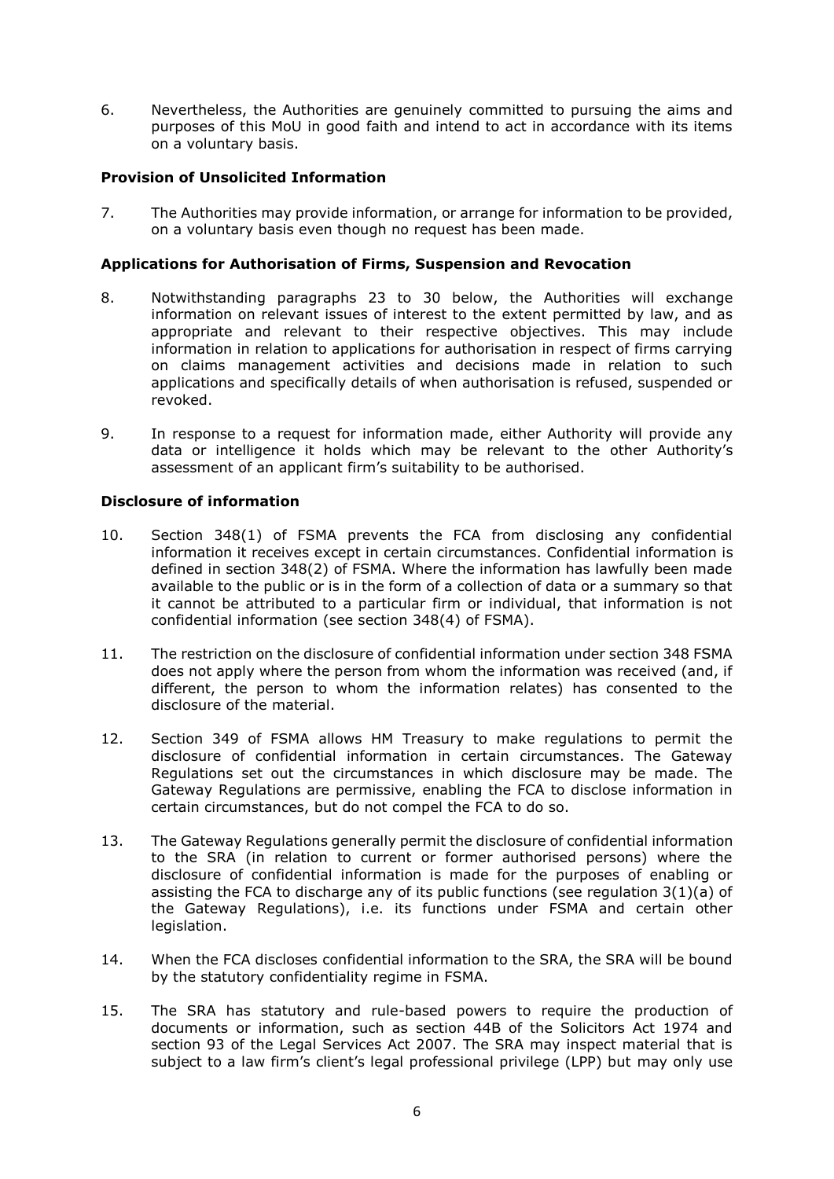6. Nevertheless, the Authorities are genuinely committed to pursuing the aims and purposes of this MoU in good faith and intend to act in accordance with its items on a voluntary basis.

**Provision of Unsolicited Information**

7. The Authorities may provide information, or arrange for information to be provided, on a voluntary basis even though no request has been made.

**Applications for Authorisation of Firms, Suspension and Revocation**

8. Notwithstanding paragraphs 23 to 30 below, the Authorities will exchange information on relevant issues of interest to the extent permitted by law, and as appropriate and relevant to their respective objectives. This may include information in relation to applications for authorisation in respect of firms carrying on claims management activities and decisions made in relation to such applications and specifically details of when authorisation is refused, suspended or revoked.

9. In response to a request for information made, either Authority will provide any data or intelligence it holds which may be relevant to the other Authority's assessment of an applicant firm's suitability to be authorised.

**Disclosure of information**

10. Section 348(1) of FSMA prevents the FCA from disclosing any confidential information it receives except in certain circumstances. Confidential information is defined in section 348(2) of FSMA. Where the information has lawfully been made available to the public or is in the form of a collection of data or a summary so that it cannot be attributed to a particular firm or individual, that information is not confidential information (see section 348(4) of FSMA).

11. The restriction on the disclosure of confidential information under section 348 FSMA does not apply where the person from whom the information was received (and, if different, the person to whom the information relates) has consented to the disclosure of the material.

12. Section 349 of FSMA allows HM Treasury to make regulations to permit the disclosure of confidential information in certain circumstances. The Gateway Regulations set out the circumstances in which disclosure may be made. The Gateway Regulations are permissive, enabling the FCA to disclose information in certain circumstances, but do not compel the FCA to do so.

13. The Gateway Regulations generally permit the disclosure of confidential information to the SRA (in relation to current or former authorised persons) where the disclosure of confidential information is made for the purposes of enabling or assisting the FCA to discharge any of its public functions (see regulation 3(1)(a) of the Gateway Regulations), i.e. its functions under FSMA and certain other legislation.

14. When the FCA discloses confidential information to the SRA, the SRA will be bound by the statutory confidentiality regime in FSMA.

15. The SRA has statutory and rule-based powers to require the production of documents or information, such as section 44B of the Solicitors Act 1974 and section 93 of the Legal Services Act 2007. The SRA may inspect material that is subject to a law firm's client's legal professional privilege (LPP) but may only use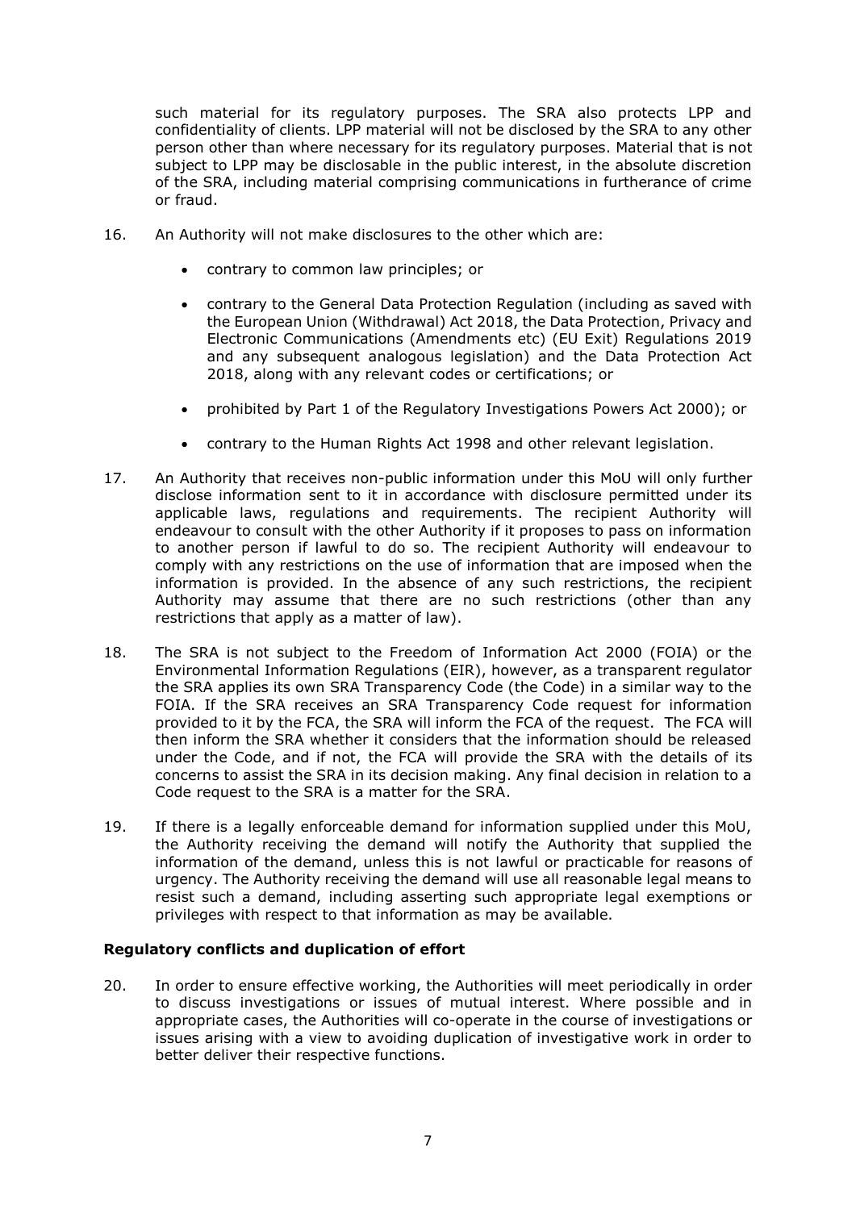such material for its regulatory purposes. The SRA also protects LPP and confidentiality of clients. LPP material will not be disclosed by the SRA to any other person other than where necessary for its regulatory purposes. Material that is not subject to LPP may be disclosable in the public interest, in the absolute discretion of the SRA, including material comprising communications in furtherance of crime or fraud.

16. An Authority will not make disclosures to the other which are:

    - contrary to common law principles; or
    - contrary to the General Data Protection Regulation (including as saved with the European Union (Withdrawal) Act 2018, the Data Protection, Privacy and Electronic Communications (Amendments etc) (EU Exit) Regulations 2019 and any subsequent analogous legislation) and the Data Protection Act 2018, along with any relevant codes or certifications; or
    - prohibited by Part 1 of the Regulatory Investigations Powers Act 2000); or
    - contrary to the Human Rights Act 1998 and other relevant legislation.

17. An Authority that receives non-public information under this MoU will only further disclose information sent to it in accordance with disclosure permitted under its applicable laws, regulations and requirements. The recipient Authority will endeavour to consult with the other Authority if it proposes to pass on information to another person if lawful to do so. The recipient Authority will endeavour to comply with any restrictions on the use of information that are imposed when the information is provided. In the absence of any such restrictions, the recipient Authority may assume that there are no such restrictions (other than any restrictions that apply as a matter of law).

18. The SRA is not subject to the Freedom of Information Act 2000 (FOIA) or the Environmental Information Regulations (EIR), however, as a transparent regulator the SRA applies its own SRA Transparency Code (the Code) in a similar way to the FOIA. If the SRA receives an SRA Transparency Code request for information provided to it by the FCA, the SRA will inform the FCA of the request. The FCA will then inform the SRA whether it considers that the information should be released under the Code, and if not, the FCA will provide the SRA with the details of its concerns to assist the SRA in its decision making. Any final decision in relation to a Code request to the SRA is a matter for the SRA.

19. If there is a legally enforceable demand for information supplied under this MoU, the Authority receiving the demand will notify the Authority that supplied the information of the demand, unless this is not lawful or practicable for reasons of urgency. The Authority receiving the demand will use all reasonable legal means to resist such a demand, including asserting such appropriate legal exemptions or privileges with respect to that information as may be available.

**Regulatory conflicts and duplication of effort**

20. In order to ensure effective working, the Authorities will meet periodically in order to discuss investigations or issues of mutual interest. Where possible and in appropriate cases, the Authorities will co-operate in the course of investigations or issues arising with a view to avoiding duplication of investigative work in order to better deliver their respective functions.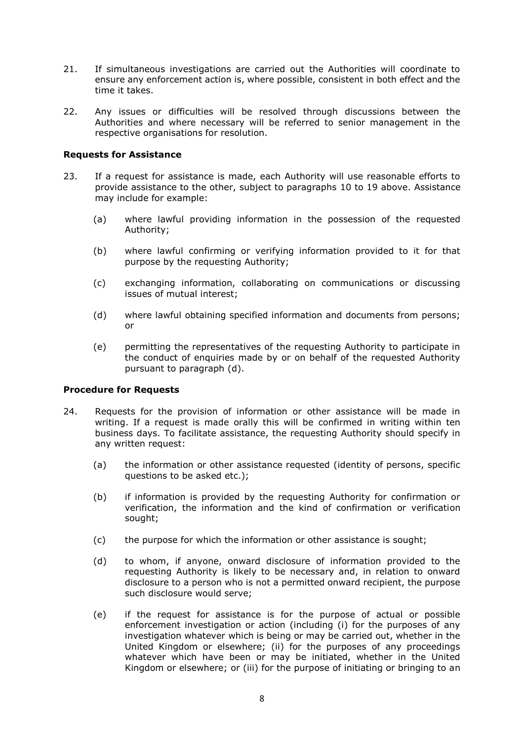21. If simultaneous investigations are carried out the Authorities will coordinate to ensure any enforcement action is, where possible, consistent in both effect and the time it takes.

22. Any issues or difficulties will be resolved through discussions between the Authorities and where necessary will be referred to senior management in the respective organisations for resolution.

**Requests for Assistance**

23. If a request for assistance is made, each Authority will use reasonable efforts to provide assistance to the other, subject to paragraphs 10 to 19 above. Assistance may include for example:

    (a) where lawful providing information in the possession of the requested Authority;

    (b) where lawful confirming or verifying information provided to it for that purpose by the requesting Authority;

    (c) exchanging information, collaborating on communications or discussing issues of mutual interest;

    (d) where lawful obtaining specified information and documents from persons; or

    (e) permitting the representatives of the requesting Authority to participate in the conduct of enquiries made by or on behalf of the requested Authority pursuant to paragraph (d).

**Procedure for Requests**

24. Requests for the provision of information or other assistance will be made in writing. If a request is made orally this will be confirmed in writing within ten business days. To facilitate assistance, the requesting Authority should specify in any written request:

    (a) the information or other assistance requested (identity of persons, specific questions to be asked etc.);

    (b) if information is provided by the requesting Authority for confirmation or verification, the information and the kind of confirmation or verification sought;

    (c) the purpose for which the information or other assistance is sought;

    (d) to whom, if anyone, onward disclosure of information provided to the requesting Authority is likely to be necessary and, in relation to onward disclosure to a person who is not a permitted onward recipient, the purpose such disclosure would serve;

    (e) if the request for assistance is for the purpose of actual or possible enforcement investigation or action (including (i) for the purposes of any investigation whatever which is being or may be carried out, whether in the United Kingdom or elsewhere; (ii) for the purposes of any proceedings whatever which have been or may be initiated, whether in the United Kingdom or elsewhere; or (iii) for the purpose of initiating or bringing to an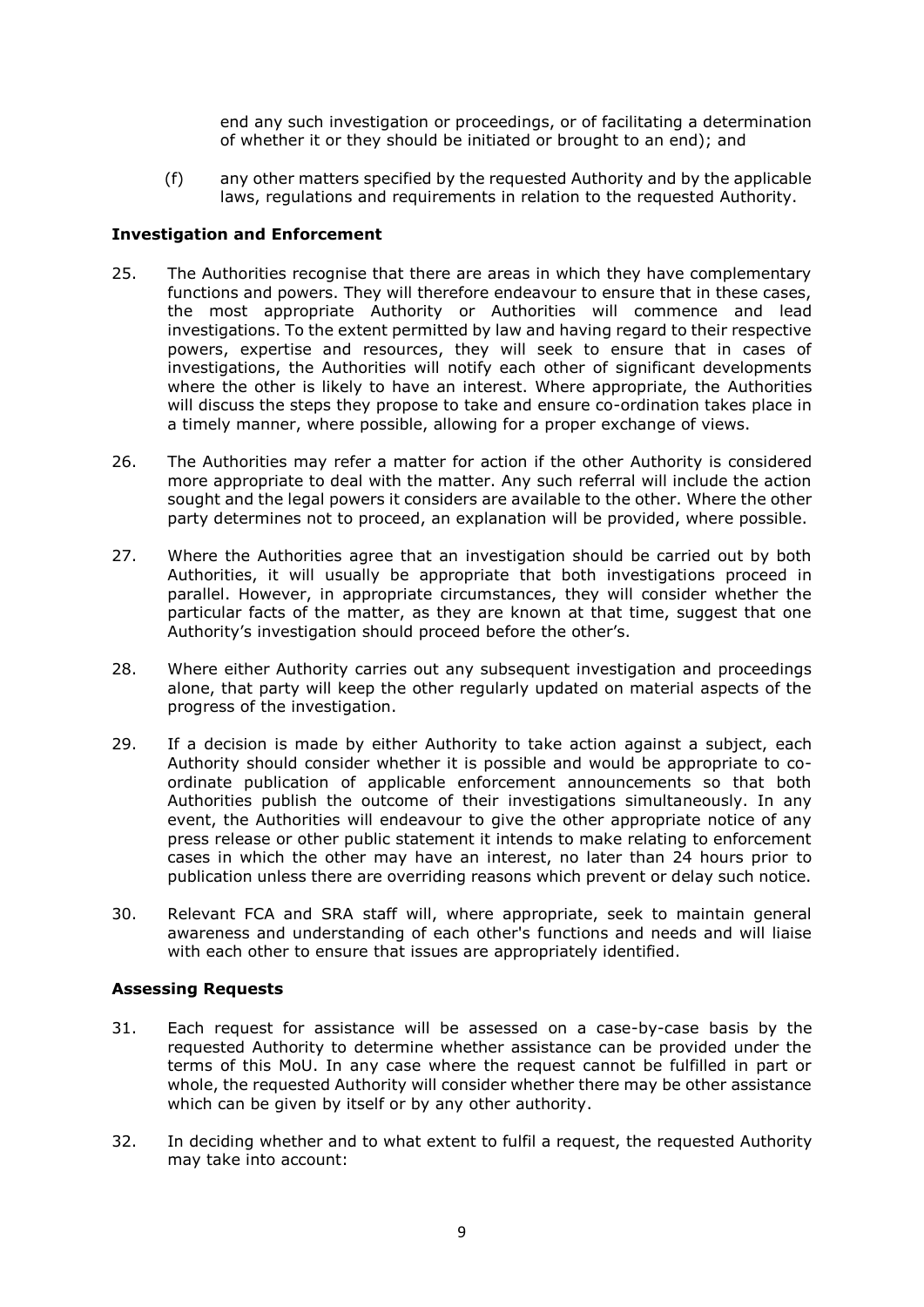end any such investigation or proceedings, or of facilitating a determination of whether it or they should be initiated or brought to an end); and

(f) any other matters specified by the requested Authority and by the applicable laws, regulations and requirements in relation to the requested Authority.

**Investigation and Enforcement**

25. The Authorities recognise that there are areas in which they have complementary functions and powers. They will therefore endeavour to ensure that in these cases, the most appropriate Authority or Authorities will commence and lead investigations. To the extent permitted by law and having regard to their respective powers, expertise and resources, they will seek to ensure that in cases of investigations, the Authorities will notify each other of significant developments where the other is likely to have an interest. Where appropriate, the Authorities will discuss the steps they propose to take and ensure co-ordination takes place in a timely manner, where possible, allowing for a proper exchange of views.

26. The Authorities may refer a matter for action if the other Authority is considered more appropriate to deal with the matter. Any such referral will include the action sought and the legal powers it considers are available to the other. Where the other party determines not to proceed, an explanation will be provided, where possible.

27. Where the Authorities agree that an investigation should be carried out by both Authorities, it will usually be appropriate that both investigations proceed in parallel. However, in appropriate circumstances, they will consider whether the particular facts of the matter, as they are known at that time, suggest that one Authority's investigation should proceed before the other's.

28. Where either Authority carries out any subsequent investigation and proceedings alone, that party will keep the other regularly updated on material aspects of the progress of the investigation.

29. If a decision is made by either Authority to take action against a subject, each Authority should consider whether it is possible and would be appropriate to co-ordinate publication of applicable enforcement announcements so that both Authorities publish the outcome of their investigations simultaneously. In any event, the Authorities will endeavour to give the other appropriate notice of any press release or other public statement it intends to make relating to enforcement cases in which the other may have an interest, no later than 24 hours prior to publication unless there are overriding reasons which prevent or delay such notice.

30. Relevant FCA and SRA staff will, where appropriate, seek to maintain general awareness and understanding of each other's functions and needs and will liaise with each other to ensure that issues are appropriately identified.

**Assessing Requests**

31. Each request for assistance will be assessed on a case-by-case basis by the requested Authority to determine whether assistance can be provided under the terms of this MoU. In any case where the request cannot be fulfilled in part or whole, the requested Authority will consider whether there may be other assistance which can be given by itself or by any other authority.

32. In deciding whether and to what extent to fulfil a request, the requested Authority may take into account: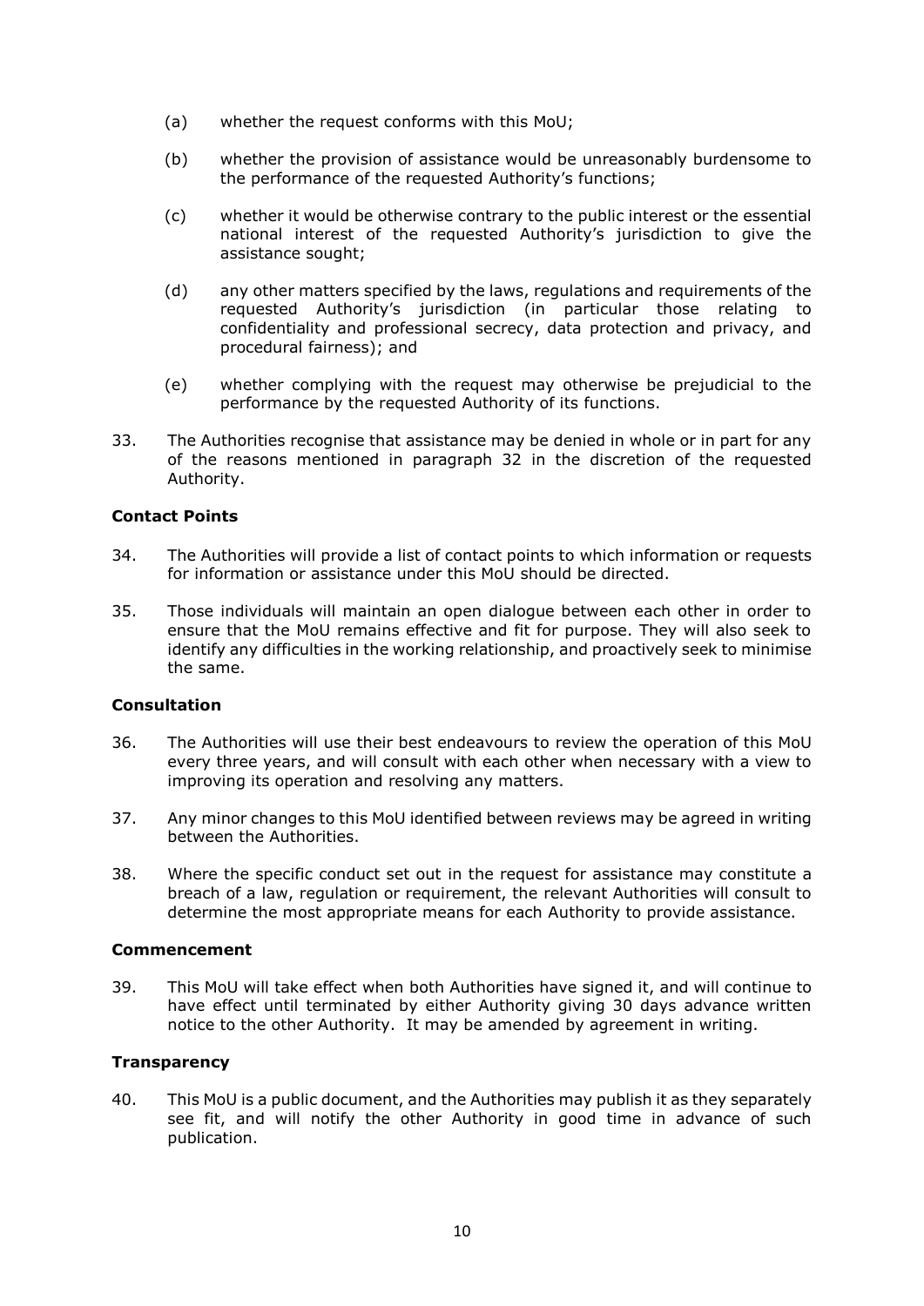(a) whether the request conforms with this MoU;

(b) whether the provision of assistance would be unreasonably burdensome to the performance of the requested Authority's functions;

(c) whether it would be otherwise contrary to the public interest or the essential national interest of the requested Authority's jurisdiction to give the assistance sought;

(d) any other matters specified by the laws, regulations and requirements of the requested Authority's jurisdiction (in particular those relating to confidentiality and professional secrecy, data protection and privacy, and procedural fairness); and

(e) whether complying with the request may otherwise be prejudicial to the performance by the requested Authority of its functions.

33. The Authorities recognise that assistance may be denied in whole or in part for any of the reasons mentioned in paragraph 32 in the discretion of the requested Authority.

**Contact Points**

34. The Authorities will provide a list of contact points to which information or requests for information or assistance under this MoU should be directed.

35. Those individuals will maintain an open dialogue between each other in order to ensure that the MoU remains effective and fit for purpose. They will also seek to identify any difficulties in the working relationship, and proactively seek to minimise the same.

**Consultation**

36. The Authorities will use their best endeavours to review the operation of this MoU every three years, and will consult with each other when necessary with a view to improving its operation and resolving any matters.

37. Any minor changes to this MoU identified between reviews may be agreed in writing between the Authorities.

38. Where the specific conduct set out in the request for assistance may constitute a breach of a law, regulation or requirement, the relevant Authorities will consult to determine the most appropriate means for each Authority to provide assistance.

**Commencement**

39. This MoU will take effect when both Authorities have signed it, and will continue to have effect until terminated by either Authority giving 30 days advance written notice to the other Authority. It may be amended by agreement in writing.

**Transparency**

40. This MoU is a public document, and the Authorities may publish it as they separately see fit, and will notify the other Authority in good time in advance of such publication.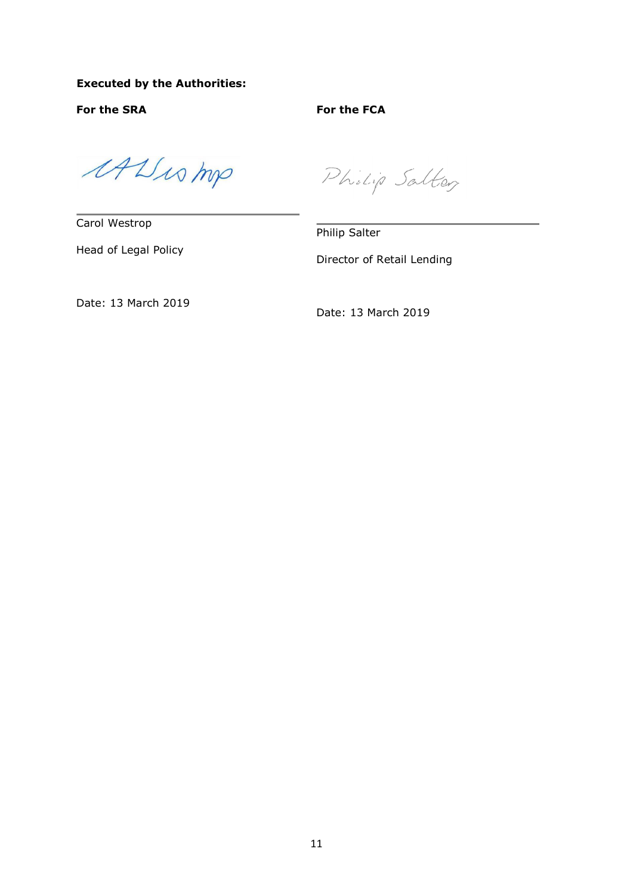**Executed by the Authorities:**

**For the SRA**

Carol Westrop

Head of Legal Policy

Date: 13 March 2019

**For the FCA**

Philip Salter

Director of Retail Lending

Date: 13 March 2019